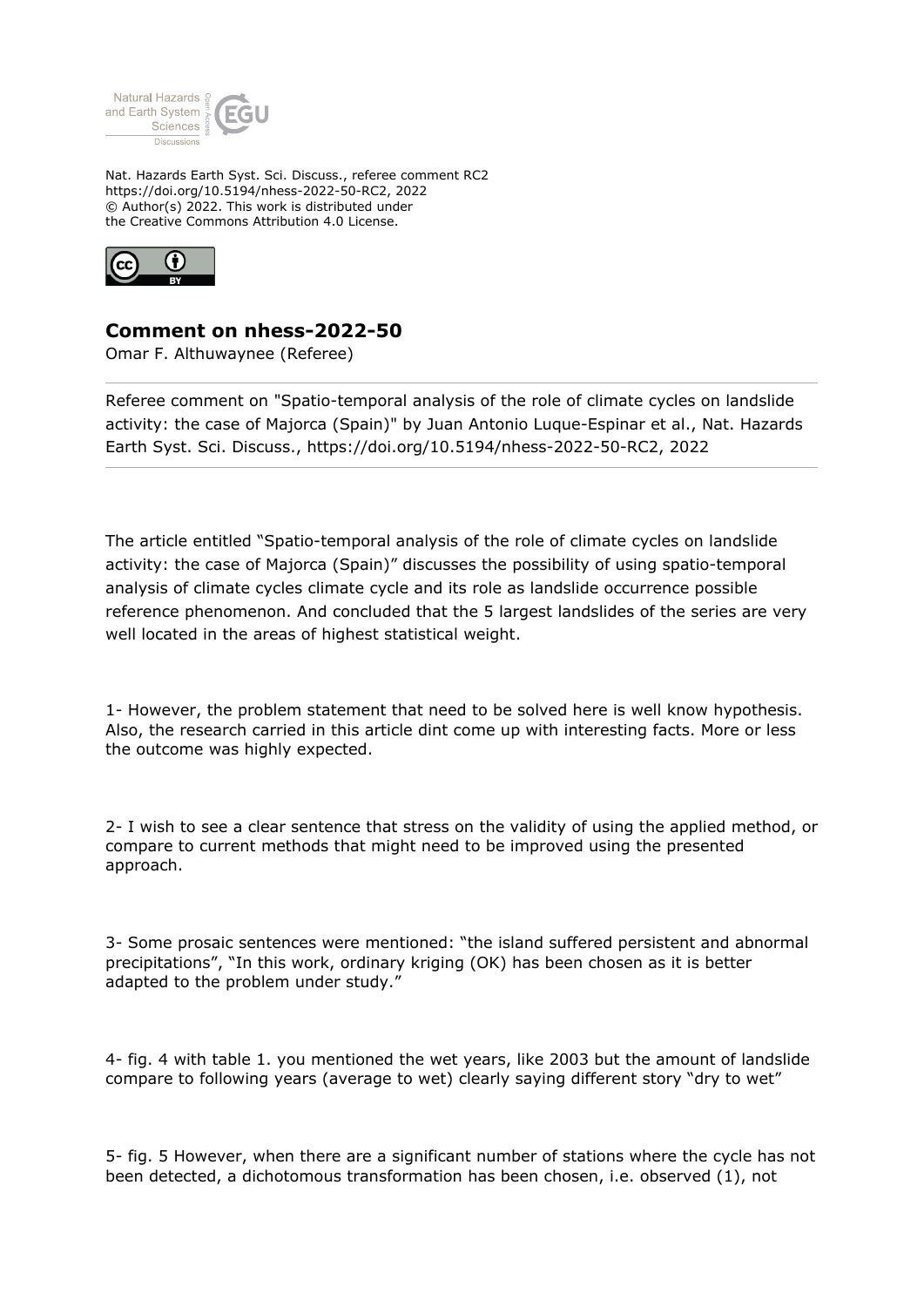Nat. Hazards Earth Syst. Sci. Discuss., referee comment RC2
https://doi.org/10.5194/nhess-2022-50-RC2, 2022
© Author(s) 2022. This work is distributed under
the Creative Commons Attribution 4.0 License.

## Comment on nhess-2022-50

Omar F. Althuwaynee (Referee)

Referee comment on "Spatio-temporal analysis of the role of climate cycles on landslide activity: the case of Majorca (Spain)" by Juan Antonio Luque-Espinar et al., Nat. Hazards Earth Syst. Sci. Discuss., https://doi.org/10.5194/nhess-2022-50-RC2, 2022

The article entitled "Spatio-temporal analysis of the role of climate cycles on landslide activity: the case of Majorca (Spain)" discusses the possibility of using spatio-temporal analysis of climate cycles climate cycle and its role as landslide occurrence possible reference phenomenon. And concluded that the 5 largest landslides of the series are very well located in the areas of highest statistical weight.

1- However, the problem statement that need to be solved here is well know hypothesis. Also, the research carried in this article dint come up with interesting facts. More or less the outcome was highly expected.

2- I wish to see a clear sentence that stress on the validity of using the applied method, or compare to current methods that might need to be improved using the presented approach.

3- Some prosaic sentences were mentioned: "the island suffered persistent and abnormal precipitations", "In this work, ordinary kriging (OK) has been chosen as it is better adapted to the problem under study."

4- fig. 4 with table 1. you mentioned the wet years, like 2003 but the amount of landslide compare to following years (average to wet) clearly saying different story "dry to wet"

5- fig. 5 However, when there are a significant number of stations where the cycle has not been detected, a dichotomous transformation has been chosen, i.e. observed (1), not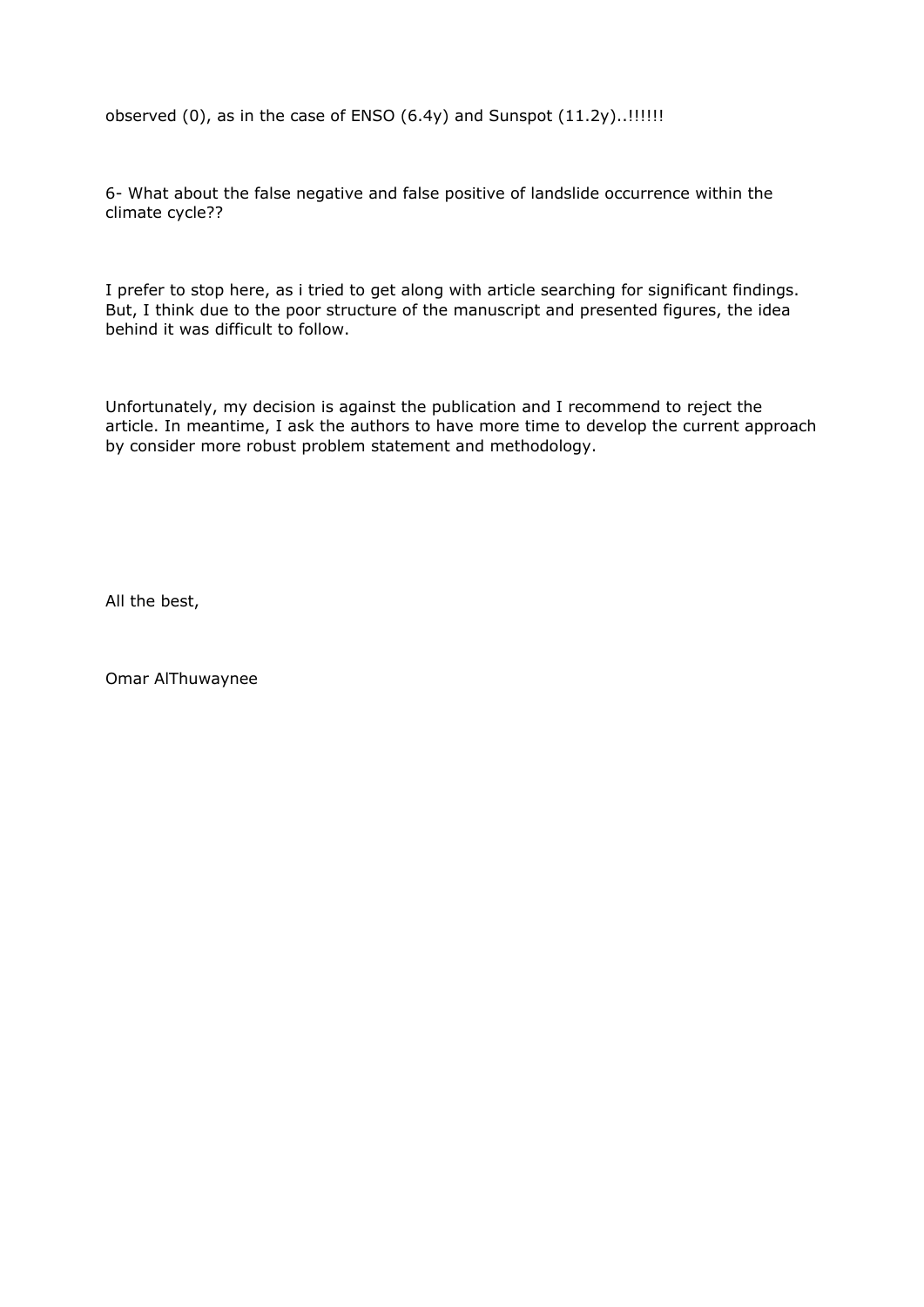observed (0), as in the case of ENSO (6.4y) and Sunspot (11.2y)..!!!!!!

6- What about the false negative and false positive of landslide occurrence within the climate cycle??

I prefer to stop here, as i tried to get along with article searching for significant findings. But, I think due to the poor structure of the manuscript and presented figures, the idea behind it was difficult to follow.

Unfortunately, my decision is against the publication and I recommend to reject the article. In meantime, I ask the authors to have more time to develop the current approach by consider more robust problem statement and methodology.

All the best,

Omar AlThuwaynee